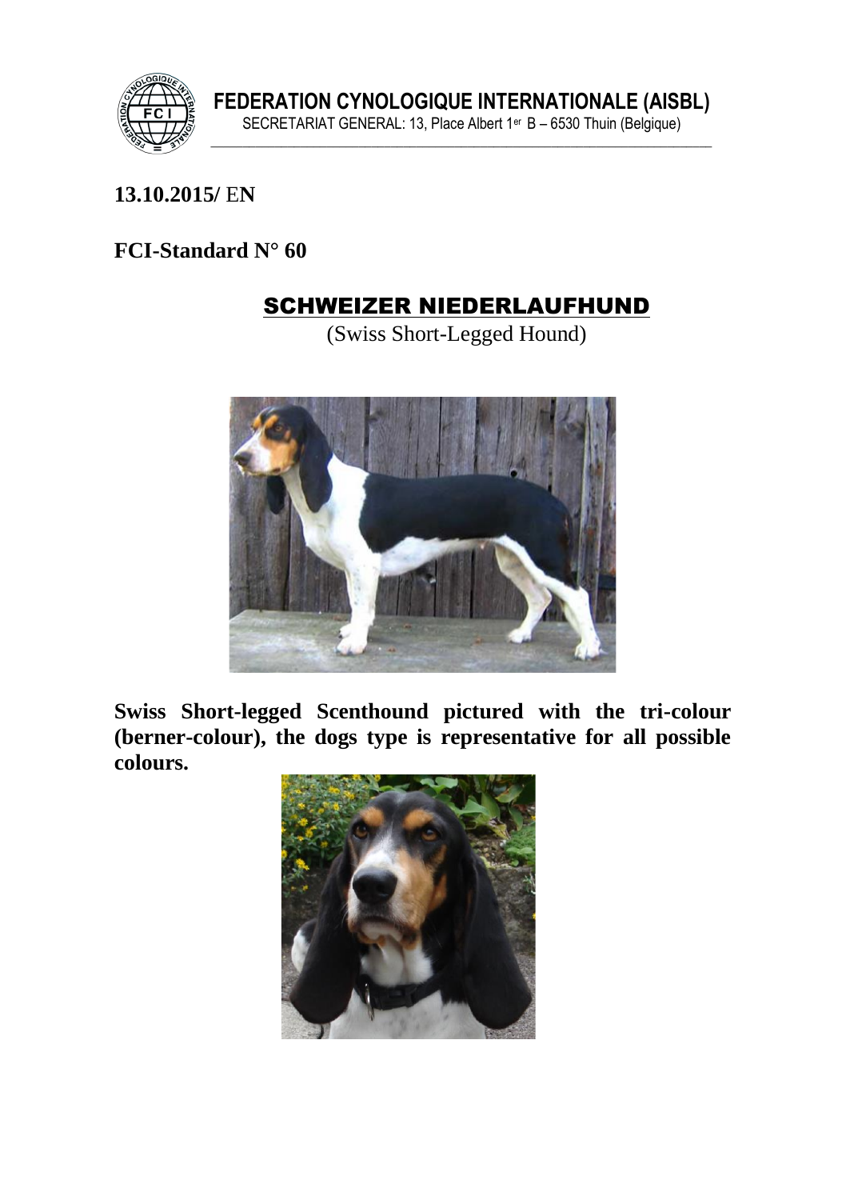**FEDERATION CYNOLOGIQUE INTERNATIONALE (AISBL)**
SECRETARIAT GENERAL: 13, Place Albert 1er B – 6530 Thuin (Belgique)

**13.10.2015/ EN**

**FCI-Standard N° 60**

# SCHWEIZER NIEDERLAUFHUND

(Swiss Short-Legged Hound)

**Swiss Short-legged Scenthound pictured with the tri-colour (berner-colour), the dogs type is representative for all possible colours.**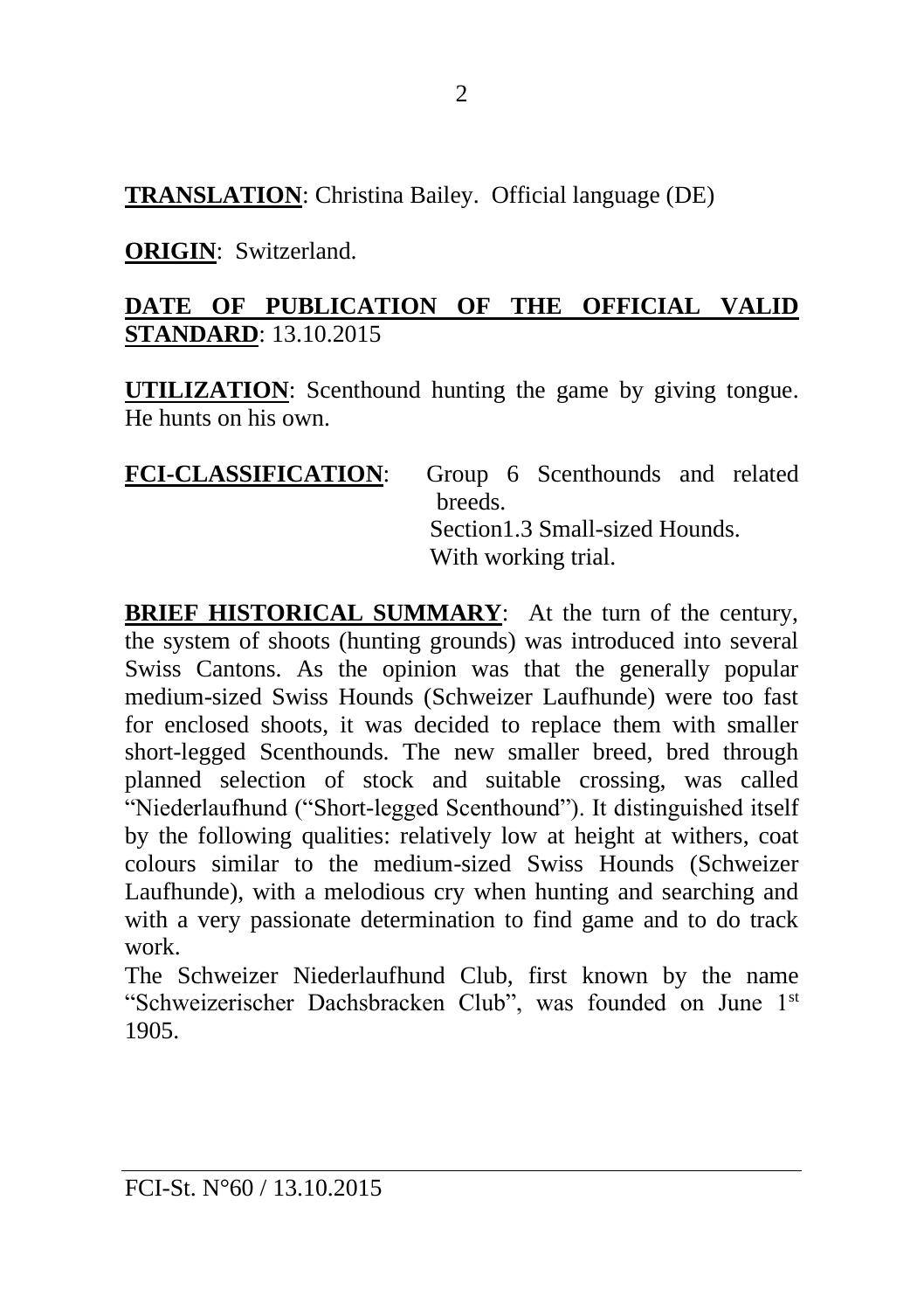**TRANSLATION**: Christina Bailey. Official language (DE)

**ORIGIN**: Switzerland.

**DATE OF PUBLICATION OF THE OFFICIAL VALID STANDARD**: 13.10.2015

**UTILIZATION**: Scenthound hunting the game by giving tongue. He hunts on his own.

**FCI-CLASSIFICATION**: Group 6 Scenthounds and related breeds.
Section1.3 Small-sized Hounds.
With working trial.

**BRIEF HISTORICAL SUMMARY**: At the turn of the century, the system of shoots (hunting grounds) was introduced into several Swiss Cantons. As the opinion was that the generally popular medium-sized Swiss Hounds (Schweizer Laufhunde) were too fast for enclosed shoots, it was decided to replace them with smaller short-legged Scenthounds. The new smaller breed, bred through planned selection of stock and suitable crossing, was called "Niederlaufhund ("Short-legged Scenthound"). It distinguished itself by the following qualities: relatively low at height at withers, coat colours similar to the medium-sized Swiss Hounds (Schweizer Laufhunde), with a melodious cry when hunting and searching and with a very passionate determination to find game and to do track work.
The Schweizer Niederlaufhund Club, first known by the name "Schweizerischer Dachsbracken Club", was founded on June 1st 1905.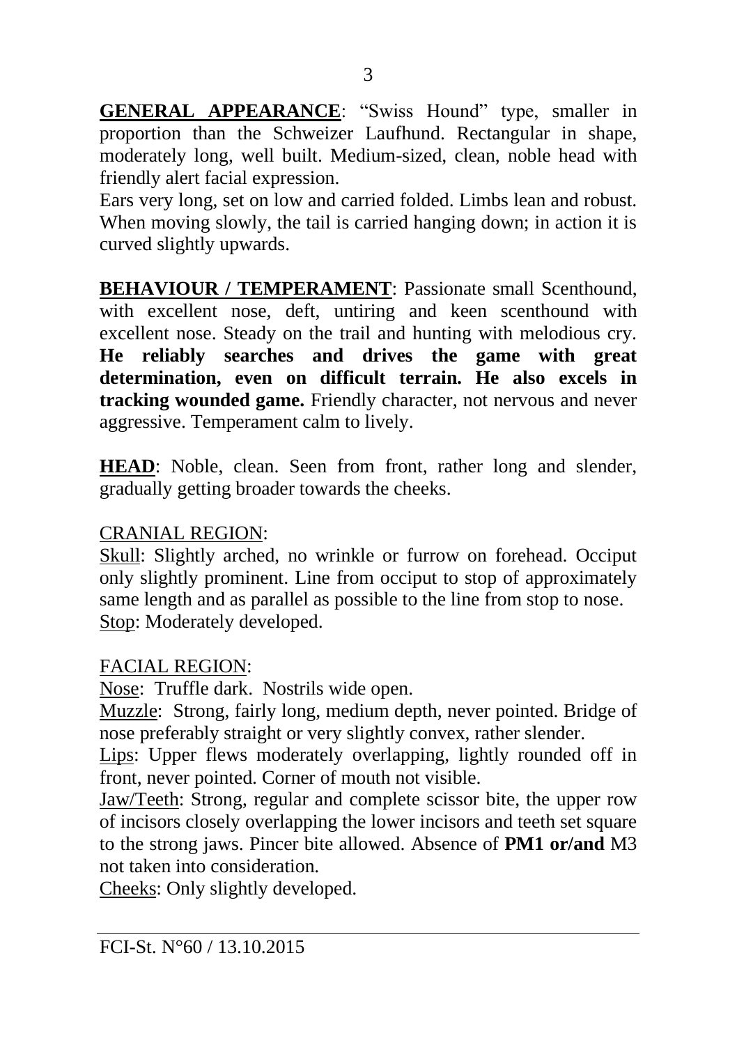**<u>GENERAL APPEARANCE</u>**: "Swiss Hound" type, smaller in proportion than the Schweizer Laufhund. Rectangular in shape, moderately long, well built. Medium-sized, clean, noble head with friendly alert facial expression.

Ears very long, set on low and carried folded. Limbs lean and robust. When moving slowly, the tail is carried hanging down; in action it is curved slightly upwards.

**<u>BEHAVIOUR / TEMPERAMENT</u>**: Passionate small Scenthound, with excellent nose, deft, untiring and keen scenthound with excellent nose. Steady on the trail and hunting with melodious cry. **He reliably searches and drives the game with great determination, even on difficult terrain. He also excels in tracking wounded game.** Friendly character, not nervous and never aggressive. Temperament calm to lively.

**<u>HEAD</u>**: Noble, clean. Seen from front, rather long and slender, gradually getting broader towards the cheeks.

<u>CRANIAL REGION</u>:

<u>Skull</u>: Slightly arched, no wrinkle or furrow on forehead. Occiput only slightly prominent. Line from occiput to stop of approximately same length and as parallel as possible to the line from stop to nose.

<u>Stop</u>: Moderately developed.

<u>FACIAL REGION</u>:

<u>Nose</u>: Truffle dark. Nostrils wide open.

<u>Muzzle</u>: Strong, fairly long, medium depth, never pointed. Bridge of nose preferably straight or very slightly convex, rather slender.

<u>Lips</u>: Upper flews moderately overlapping, lightly rounded off in front, never pointed. Corner of mouth not visible.

<u>Jaw/Teeth</u>: Strong, regular and complete scissor bite, the upper row of incisors closely overlapping the lower incisors and teeth set square to the strong jaws. Pincer bite allowed. Absence of **PM1 or/and** M3 not taken into consideration.

<u>Cheeks</u>: Only slightly developed.

FCI-St. N°60 / 13.10.2015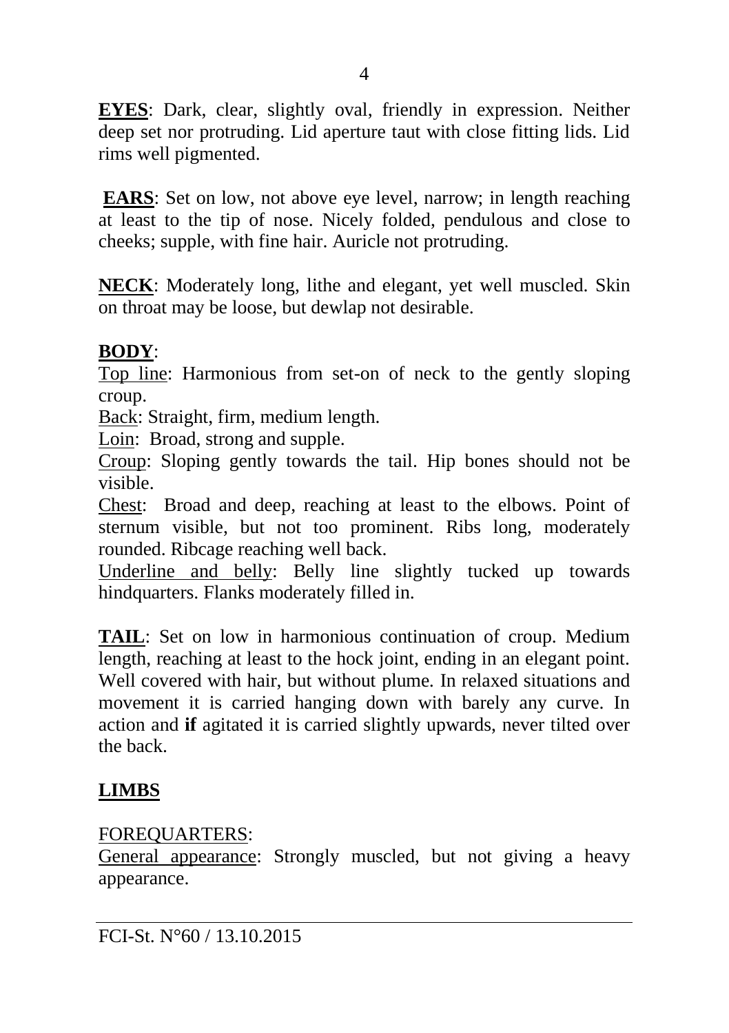**EYES**: Dark, clear, slightly oval, friendly in expression. Neither deep set nor protruding. Lid aperture taut with close fitting lids. Lid rims well pigmented.

**EARS**: Set on low, not above eye level, narrow; in length reaching at least to the tip of nose. Nicely folded, pendulous and close to cheeks; supple, with fine hair. Auricle not protruding.

**NECK**: Moderately long, lithe and elegant, yet well muscled. Skin on throat may be loose, but dewlap not desirable.

**BODY**:

Top line: Harmonious from set-on of neck to the gently sloping croup.

Back: Straight, firm, medium length.

Loin: Broad, strong and supple.

Croup: Sloping gently towards the tail. Hip bones should not be visible.

Chest: Broad and deep, reaching at least to the elbows. Point of sternum visible, but not too prominent. Ribs long, moderately rounded. Ribcage reaching well back.

Underline and belly: Belly line slightly tucked up towards hindquarters. Flanks moderately filled in.

**TAIL**: Set on low in harmonious continuation of croup. Medium length, reaching at least to the hock joint, ending in an elegant point. Well covered with hair, but without plume. In relaxed situations and movement it is carried hanging down with barely any curve. In action and **if** agitated it is carried slightly upwards, never tilted over the back.

**LIMBS**

FOREQUARTERS:

General appearance: Strongly muscled, but not giving a heavy appearance.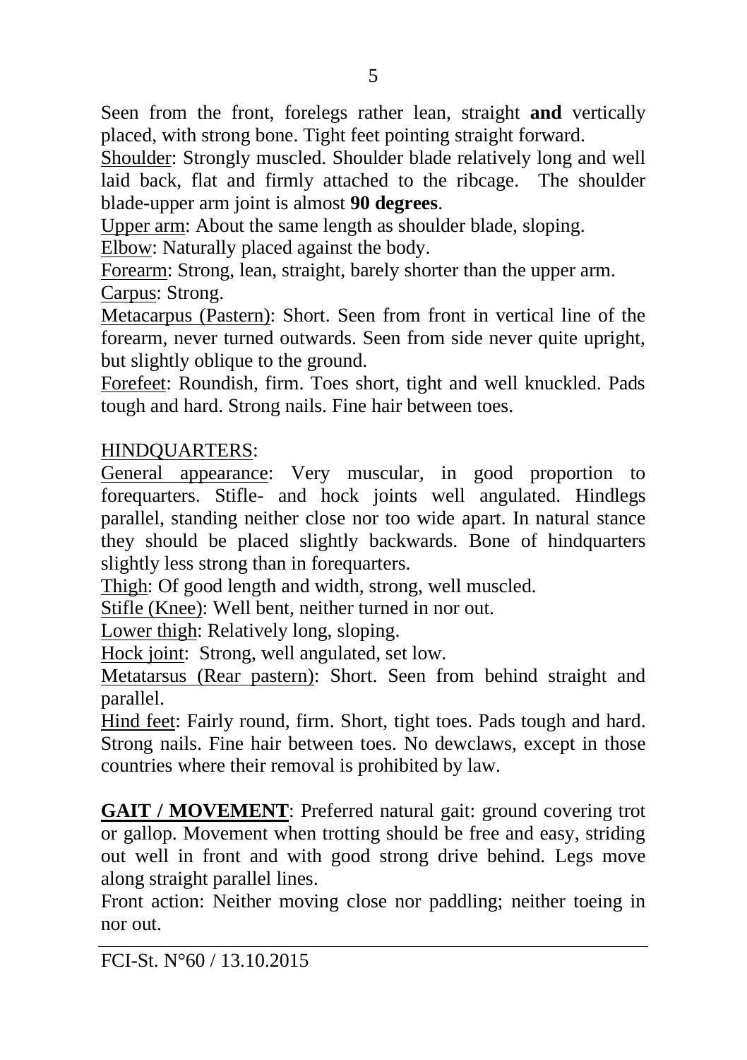Seen from the front, forelegs rather lean, straight **and** vertically placed, with strong bone. Tight feet pointing straight forward.

Shoulder: Strongly muscled. Shoulder blade relatively long and well laid back, flat and firmly attached to the ribcage. The shoulder blade-upper arm joint is almost **90 degrees**.

Upper arm: About the same length as shoulder blade, sloping.

Elbow: Naturally placed against the body.

Forearm: Strong, lean, straight, barely shorter than the upper arm.

Carpus: Strong.

Metacarpus (Pastern): Short. Seen from front in vertical line of the forearm, never turned outwards. Seen from side never quite upright, but slightly oblique to the ground.

Forefeet: Roundish, firm. Toes short, tight and well knuckled. Pads tough and hard. Strong nails. Fine hair between toes.

HINDQUARTERS:

General appearance: Very muscular, in good proportion to forequarters. Stifle- and hock joints well angulated. Hindlegs parallel, standing neither close nor too wide apart. In natural stance they should be placed slightly backwards. Bone of hindquarters slightly less strong than in forequarters.

Thigh: Of good length and width, strong, well muscled.

Stifle (Knee): Well bent, neither turned in nor out.

Lower thigh: Relatively long, sloping.

Hock joint: Strong, well angulated, set low.

Metatarsus (Rear pastern): Short. Seen from behind straight and parallel.

Hind feet: Fairly round, firm. Short, tight toes. Pads tough and hard. Strong nails. Fine hair between toes. No dewclaws, except in those countries where their removal is prohibited by law.

**GAIT / MOVEMENT**: Preferred natural gait: ground covering trot or gallop. Movement when trotting should be free and easy, striding out well in front and with good strong drive behind. Legs move along straight parallel lines.

Front action: Neither moving close nor paddling; neither toeing in nor out.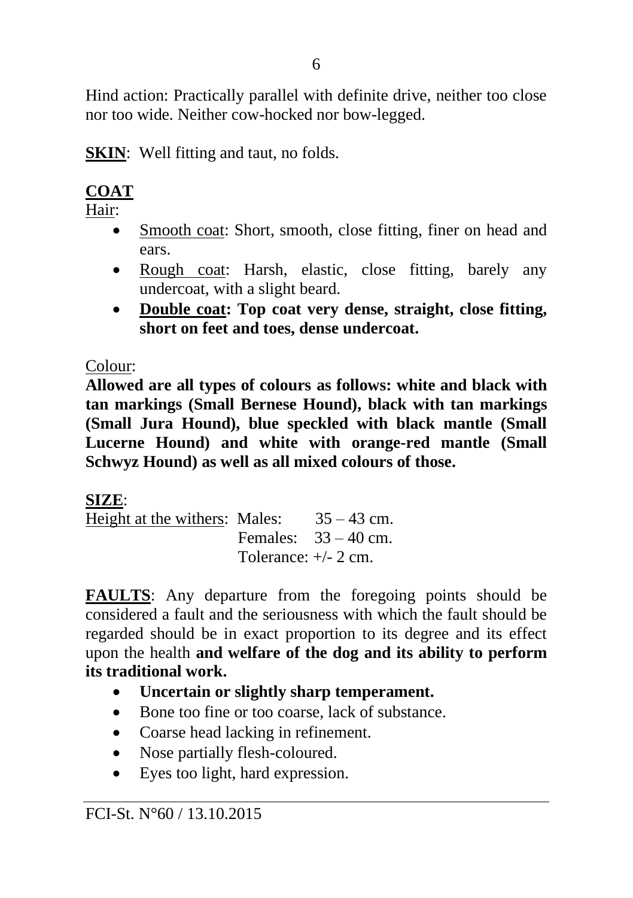Hind action: Practically parallel with definite drive, neither too close nor too wide. Neither cow-hocked nor bow-legged.

**SKIN**: Well fitting and taut, no folds.

**COAT**

Hair:

- Smooth coat: Short, smooth, close fitting, finer on head and ears.
- Rough coat: Harsh, elastic, close fitting, barely any undercoat, with a slight beard.
- **Double coat: Top coat very dense, straight, close fitting, short on feet and toes, dense undercoat.**

Colour:

**Allowed are all types of colours as follows: white and black with tan markings (Small Bernese Hound), black with tan markings (Small Jura Hound), blue speckled with black mantle (Small Lucerne Hound) and white with orange-red mantle (Small Schwyz Hound) as well as all mixed colours of those.**

**SIZE**:

Height at the withers: Males: 35 – 43 cm.
Females: 33 – 40 cm.
Tolerance: +/- 2 cm.

**FAULTS**: Any departure from the foregoing points should be considered a fault and the seriousness with which the fault should be regarded should be in exact proportion to its degree and its effect upon the health **and welfare of the dog and its ability to perform its traditional work.**

- **Uncertain or slightly sharp temperament.**
- Bone too fine or too coarse, lack of substance.
- Coarse head lacking in refinement.
- Nose partially flesh-coloured.
- Eyes too light, hard expression.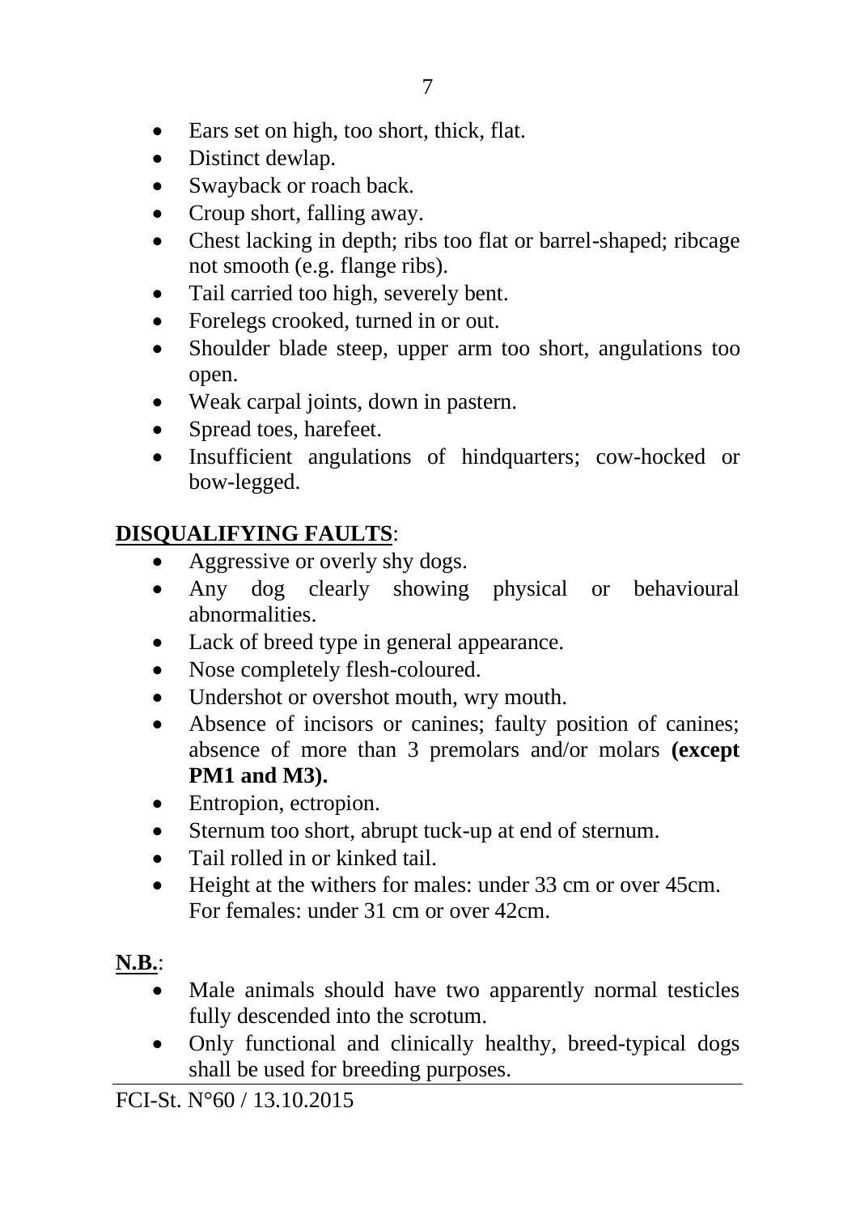- Ears set on high, too short, thick, flat.
- Distinct dewlap.
- Swayback or roach back.
- Croup short, falling away.
- Chest lacking in depth; ribs too flat or barrel-shaped; ribcage not smooth (e.g. flange ribs).
- Tail carried too high, severely bent.
- Forelegs crooked, turned in or out.
- Shoulder blade steep, upper arm too short, angulations too open.
- Weak carpal joints, down in pastern.
- Spread toes, harefeet.
- Insufficient angulations of hindquarters; cow-hocked or bow-legged.

**DISQUALIFYING FAULTS**:

- Aggressive or overly shy dogs.
- Any dog clearly showing physical or behavioural abnormalities.
- Lack of breed type in general appearance.
- Nose completely flesh-coloured.
- Undershot or overshot mouth, wry mouth.
- Absence of incisors or canines; faulty position of canines; absence of more than 3 premolars and/or molars **(except PM1 and M3).**
- Entropion, ectropion.
- Sternum too short, abrupt tuck-up at end of sternum.
- Tail rolled in or kinked tail.
- Height at the withers for males: under 33 cm or over 45cm. For females: under 31 cm or over 42cm.

**N.B.**:

- Male animals should have two apparently normal testicles fully descended into the scrotum.
- Only functional and clinically healthy, breed-typical dogs shall be used for breeding purposes.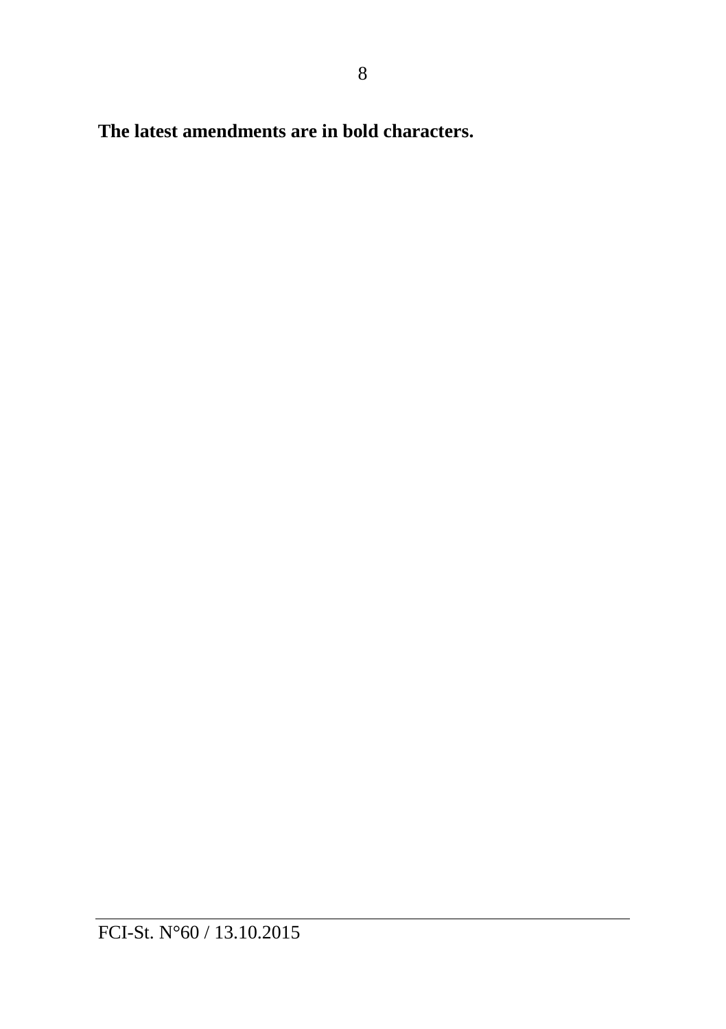**The latest amendments are in bold characters.**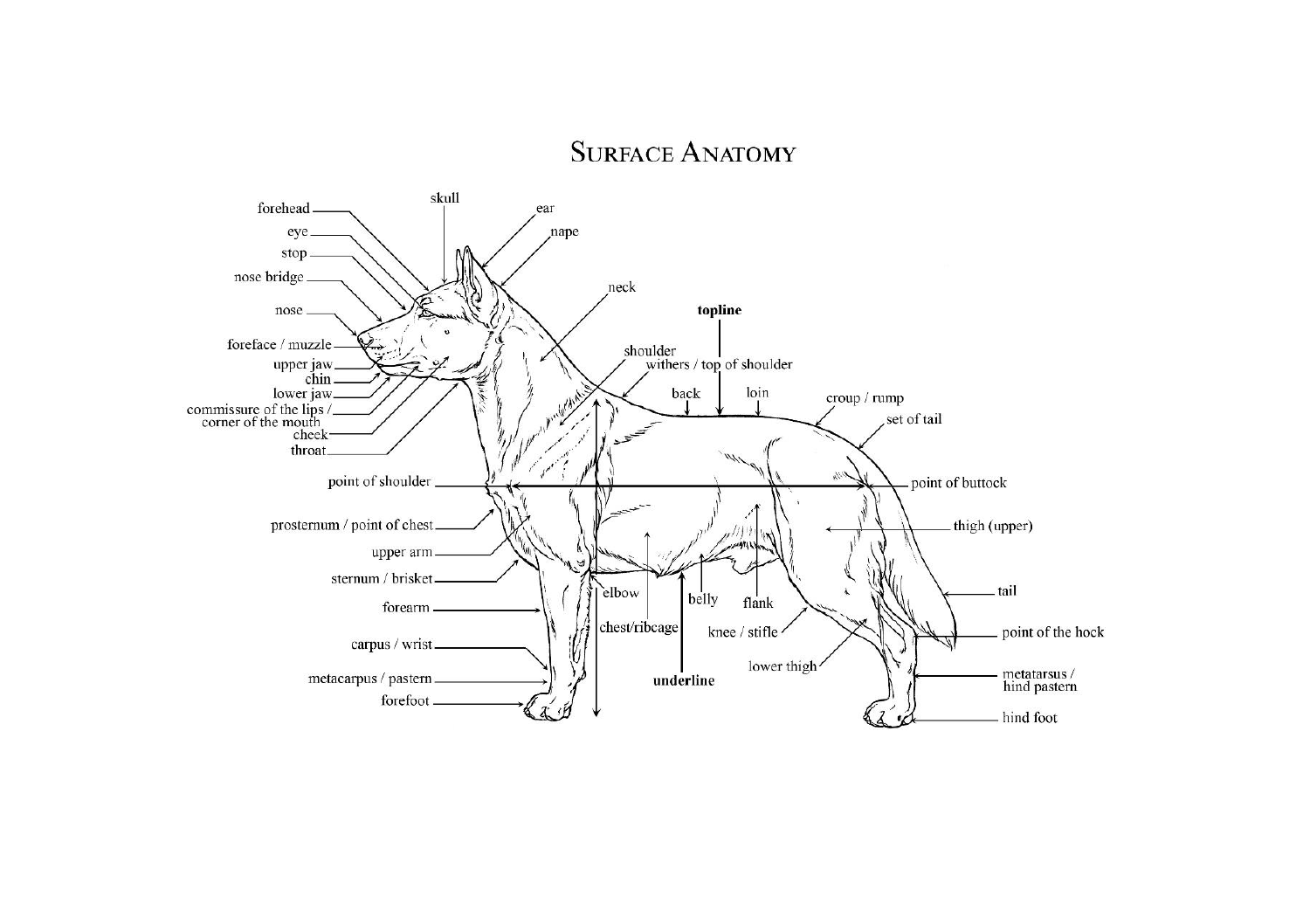# Surface Anatomy

forehead
eye
stop
nose bridge
nose
foreface / muzzle
upper jaw
chin
lower jaw
commissure of the lips / corner of the mouth
cheek
throat
skull
ear
nape
neck
topline
shoulder
withers / top of shoulder
back
loin
croup / rump
set of tail
point of shoulder
point of buttock
prosternum / point of chest
thigh (upper)
upper arm
sternum / brisket
elbow
belly
flank
tail
forearm
chest/ribcage
knee / stifle
point of the hock
carpus / wrist
lower thigh
metacarpus / pastern
underline
metatarsus / hind pastern
forefoot
hind foot